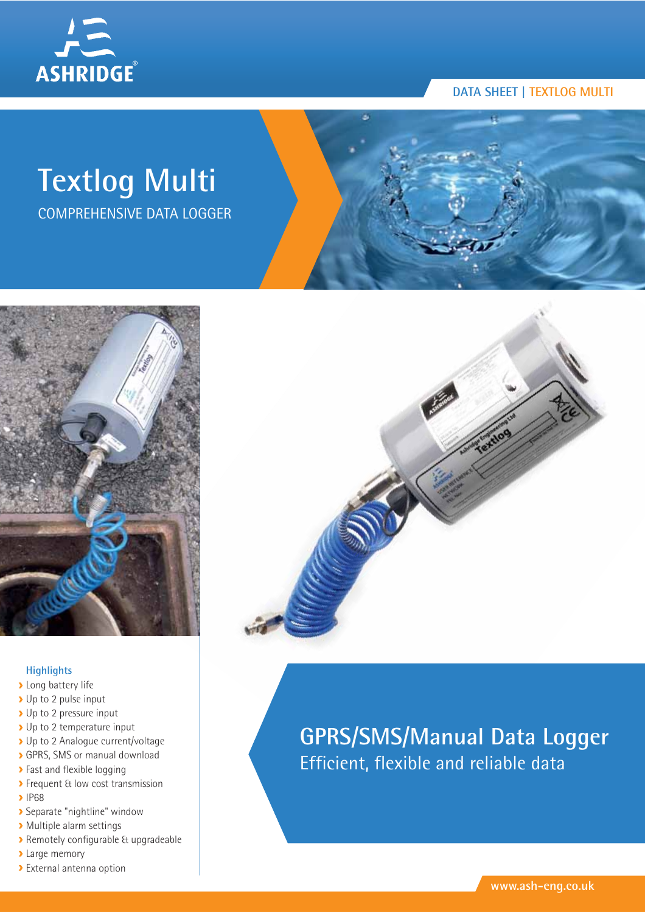ASHRIDGE®

DATA SHEET | TEXTLOG MULTI

# Textlog Multi

COMPREHENSIVE DATA LOGGER

### Highlights

- Long battery life
- Up to 2 pulse input
- Up to 2 pressure input
- Up to 2 temperature input
- Up to 2 Analogue current/voltage
- GPRS, SMS or manual download
- Fast and flexible logging
- Frequent & low cost transmission
- IP68
- Separate "nightline" window
- Multiple alarm settings
- Remotely configurable & upgradeable
- Large memory
- External antenna option

## GPRS/SMS/Manual Data Logger

Efficient, flexible and reliable data

www.ash-eng.co.uk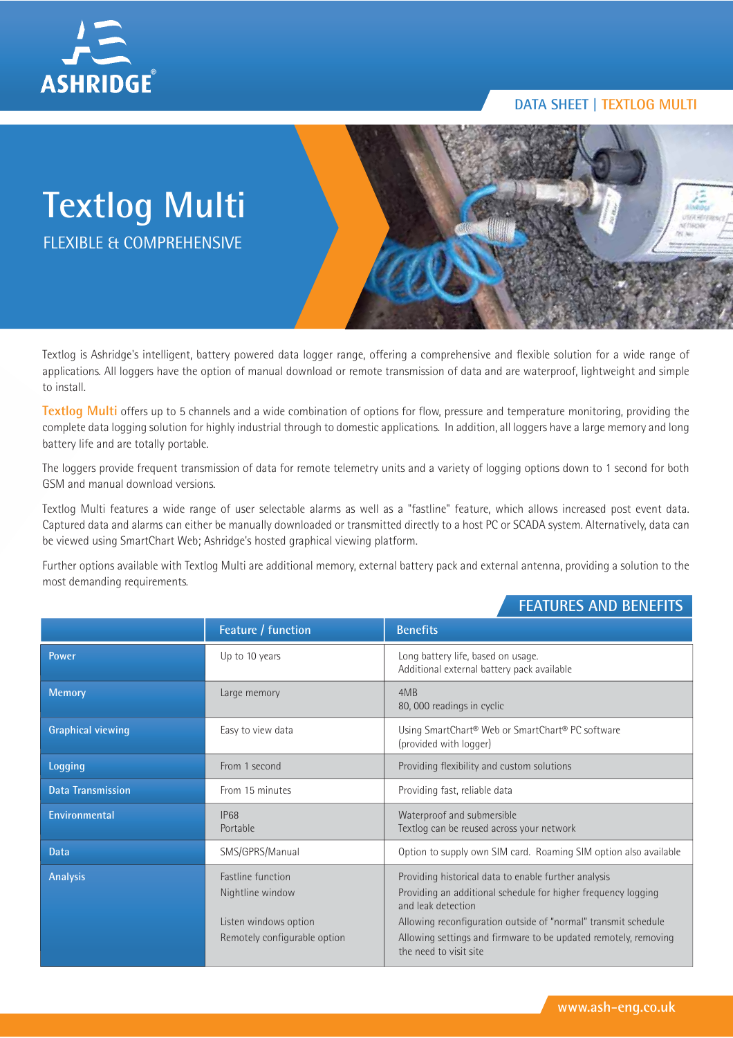DATA SHEET | TEXTLOG MULTI

# Textlog Multi

## FLEXIBLE & COMPREHENSIVE

Textlog is Ashridge's intelligent, battery powered data logger range, offering a comprehensive and flexible solution for a wide range of applications. All loggers have the option of manual download or remote transmission of data and are waterproof, lightweight and simple to install.

**Textlog Multi** offers up to 5 channels and a wide combination of options for flow, pressure and temperature monitoring, providing the complete data logging solution for highly industrial through to domestic applications. In addition, all loggers have a large memory and long battery life and are totally portable.

The loggers provide frequent transmission of data for remote telemetry units and a variety of logging options down to 1 second for both GSM and manual download versions.

Textlog Multi features a wide range of user selectable alarms as well as a "fastline" feature, which allows increased post event data. Captured data and alarms can either be manually downloaded or transmitted directly to a host PC or SCADA system. Alternatively, data can be viewed using SmartChart Web; Ashridge's hosted graphical viewing platform.

Further options available with Textlog Multi are additional memory, external battery pack and external antenna, providing a solution to the most demanding requirements.

## FEATURES AND BENEFITS

| | Feature / function | Benefits |
|---|---|---|
| Power | Up to 10 years | Long battery life, based on usage.<br>Additional external battery pack available |
| Memory | Large memory | 4MB<br>80, 000 readings in cyclic |
| Graphical viewing | Easy to view data | Using SmartChart® Web or SmartChart® PC software (provided with logger) |
| Logging | From 1 second | Providing flexibility and custom solutions |
| Data Transmission | From 15 minutes | Providing fast, reliable data |
| Environmental | IP68<br>Portable | Waterproof and submersible<br>Textlog can be reused across your network |
| Data | SMS/GPRS/Manual | Option to supply own SIM card. Roaming SIM option also available |
| Analysis | Fastline function<br>Nightline window<br>Listen windows option<br>Remotely configurable option | Providing historical data to enable further analysis<br>Providing an additional schedule for higher frequency logging and leak detection<br>Allowing reconfiguration outside of "normal" transmit schedule<br>Allowing settings and firmware to be updated remotely, removing the need to visit site |

www.ash-eng.co.uk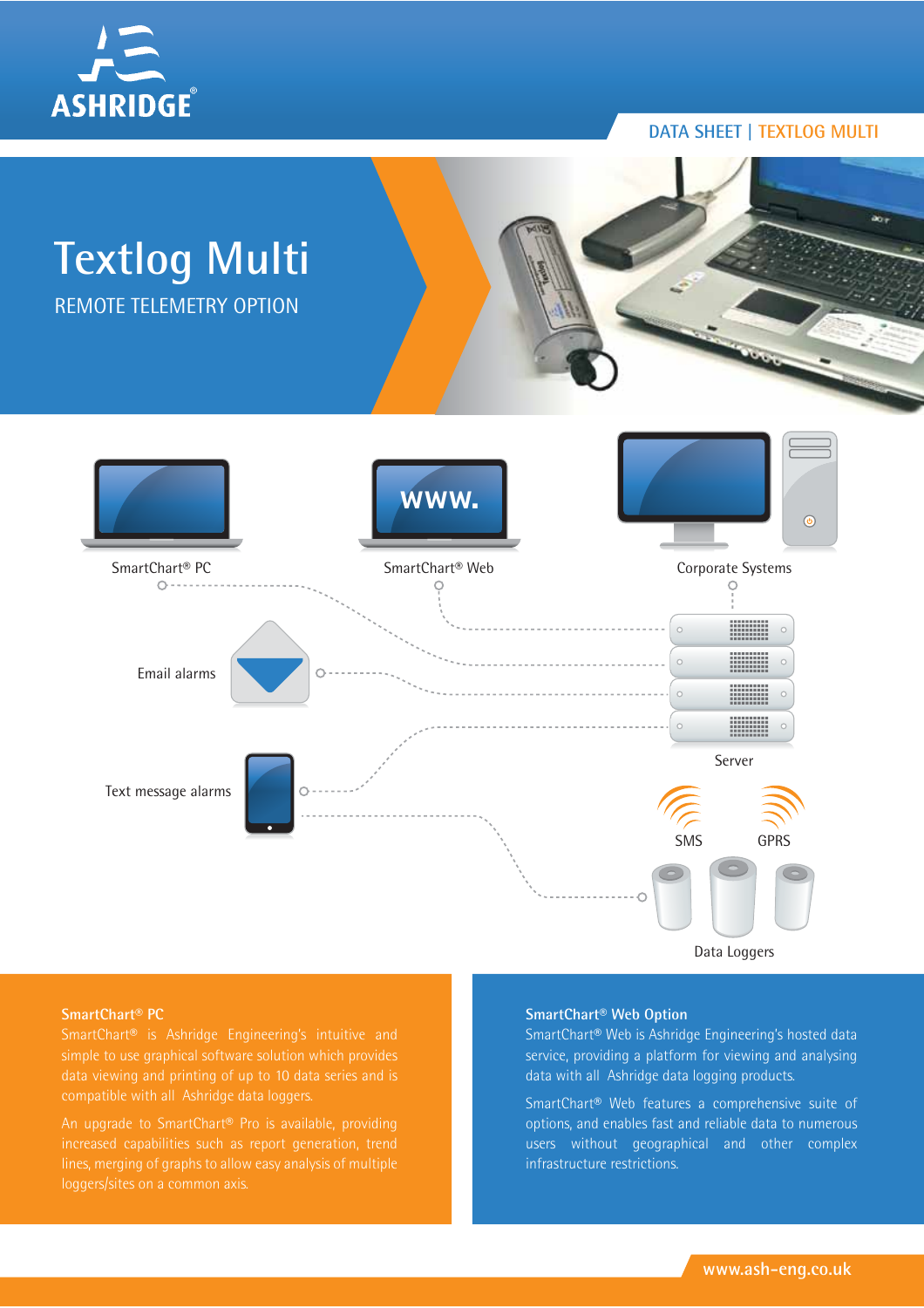DATA SHEET | TEXTLOG MULTI

# Textlog Multi

REMOTE TELEMETRY OPTION

SmartChart® PC

SmartChart® Web

Corporate Systems

Email alarms

Server

Text message alarms

SMS

GPRS

Data Loggers

## SmartChart® PC

SmartChart® is Ashridge Engineering's intuitive and simple to use graphical software solution which provides data viewing and printing of up to 10 data series and is compatible with all Ashridge data loggers.

An upgrade to SmartChart® Pro is available, providing increased capabilities such as report generation, trend lines, merging of graphs to allow easy analysis of multiple loggers/sites on a common axis.

## SmartChart® Web Option

SmartChart® Web is Ashridge Engineering's hosted data service, providing a platform for viewing and analysing data with all Ashridge data logging products.

SmartChart® Web features a comprehensive suite of options, and enables fast and reliable data to numerous users without geographical and other complex infrastructure restrictions.

www.ash-eng.co.uk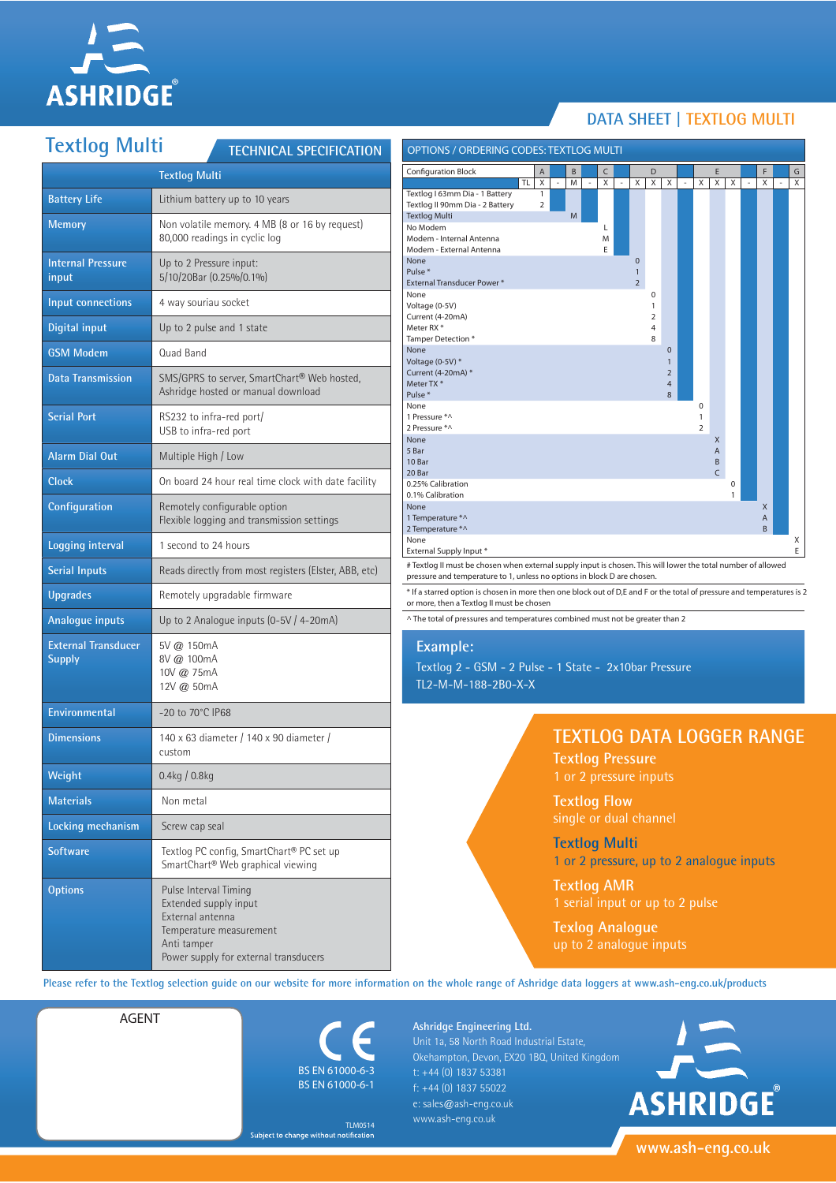# Textlog Multi

## TECHNICAL SPECIFICATION

| Textlog Multi | |
|---|---|
| Battery Life | Lithium battery up to 10 years |
| Memory | Non volatile memory. 4 MB (8 or 16 by request)<br>80,000 readings in cyclic log |
| Internal Pressure input | Up to 2 Pressure input:<br>5/10/20Bar (0.25%/0.1%) |
| Input connections | 4 way souriau socket |
| Digital input | Up to 2 pulse and 1 state |
| GSM Modem | Quad Band |
| Data Transmission | SMS/GPRS to server, SmartChart® Web hosted, Ashridge hosted or manual download |
| Serial Port | RS232 to infra-red port/<br>USB to infra-red port |
| Alarm Dial Out | Multiple High / Low |
| Clock | On board 24 hour real time clock with date facility |
| Configuration | Remotely configurable option<br>Flexible logging and transmission settings |
| Logging interval | 1 second to 24 hours |
| Serial Inputs | Reads directly from most registers (Elster, ABB, etc) |
| Upgrades | Remotely upgradable firmware |
| Analogue inputs | Up to 2 Analogue inputs (0-5V / 4-20mA) |
| External Transducer Supply | 5V @ 150mA<br>8V @ 100mA<br>10V @ 75mA<br>12V @ 50mA |
| Environmental | -20 to 70°C IP68 |
| Dimensions | 140 x 63 diameter / 140 x 90 diameter / custom |
| Weight | 0.4kg / 0.8kg |
| Materials | Non metal |
| Locking mechanism | Screw cap seal |
| Software | Textlog PC config, SmartChart® PC set up<br>SmartChart® Web graphical viewing |
| Options | Pulse Interval Timing<br>Extended supply input<br>External antenna<br>Temperature measurement<br>Anti tamper<br>Power supply for external transducers |

## OPTIONS / ORDERING CODES: TEXTLOG MULTI

| Configuration Block | | A | | B | | C | | D | | | | E | | | | F | | G |
|---|---|---|---|---|---|---|---|---|---|---|---|---|---|---|---|---|---|---|
| | TL | X | - | M | - | X | - | X | X | X | - | X | X | X | - | X | - | X |
| Textlog I 63mm Dia - 1 Battery | | 1 | | | | | | | | | | | | | | | | |
| Textlog II 90mm Dia - 2 Battery | | 2 | | | | | | | | | | | | | | | | |
| Textlog Multi | | | | M | | | | | | | | | | | | | | |
| No Modem | | | | | | L | | | | | | | | | | | | |
| Modem - Internal Antenna | | | | | | M | | | | | | | | | | | | |
| Modem - External Antenna | | | | | | E | | | | | | | | | | | | |
| None | | | | | | | | 0 | | | | | | | | | | |
| Pulse * | | | | | | | | 1 | | | | | | | | | | |
| External Transducer Power * | | | | | | | | 2 | | | | | | | | | | |
| None | | | | | | | | | 0 | | | | | | | | | |
| Voltage (0-5V) | | | | | | | | | 1 | | | | | | | | | |
| Current (4-20mA) | | | | | | | | | 2 | | | | | | | | | |
| Meter RX * | | | | | | | | | 4 | | | | | | | | | |
| Tamper Detection * | | | | | | | | | 8 | | | | | | | | | |
| None | | | | | | | | | | 0 | | | | | | | | |
| Voltage (0-5V) * | | | | | | | | | | 1 | | | | | | | | |
| Current (4-20mA) * | | | | | | | | | | 2 | | | | | | | | |
| Meter TX * | | | | | | | | | | 4 | | | | | | | | |
| Pulse * | | | | | | | | | | 8 | | | | | | | | |
| None | | | | | | | | | | | | 0 | | | | | | |
| 1 Pressure *^ | | | | | | | | | | | | 1 | | | | | | |
| 2 Pressure *^ | | | | | | | | | | | | 2 | | | | | | |
| None | | | | | | | | | | | | | X | | | | | |
| 5 Bar | | | | | | | | | | | | | A | | | | | |
| 10 Bar | | | | | | | | | | | | | B | | | | | |
| 20 Bar | | | | | | | | | | | | | C | | | | | |
| 0.25% Calibration | | | | | | | | | | | | | | 0 | | | | |
| 0.1% Calibration | | | | | | | | | | | | | | 1 | | | | |
| None | | | | | | | | | | | | | | | | X | | |
| 1 Temperature *^ | | | | | | | | | | | | | | | | A | | |
| 2 Temperature *^ | | | | | | | | | | | | | | | | B | | |
| None | | | | | | | | | | | | | | | | | | X |
| External Supply Input * | | | | | | | | | | | | | | | | | | E |

# Textlog II must be chosen when external supply input is chosen. This will lower the total number of allowed pressure and temperature to 1, unless no options in block D are chosen.

* If a starred option is chosen in more then one block out of D,E and F or the total of pressure and temperatures is 2 or more, then a Textlog II must be chosen

^ The total of pressures and temperatures combined must not be greater than 2

**Example:**

Textlog 2 - GSM - 2 Pulse - 1 State - 2x10bar Pressure

TL2-M-M-188-2B0-X-X

## TEXTLOG DATA LOGGER RANGE

**Textlog Pressure**
1 or 2 pressure inputs

**Textlog Flow**
single or dual channel

**Textlog Multi**
1 or 2 pressure, up to 2 analogue inputs

**Textlog AMR**
1 serial input or up to 2 pulse

**Texlog Analogue**
up to 2 analogue inputs

Please refer to the Textlog selection guide on our website for more information on the whole range of Ashridge data loggers at www.ash-eng.co.uk/products

AGENT

BS EN 61000-6-3
BS EN 61000-6-1

TLM0514
Subject to change without notification

**Ashridge Engineering Ltd.**
Unit 1a, 58 North Road Industrial Estate,
Okehampton, Devon, EX20 1BQ, United Kingdom
t: +44 (0) 1837 53381
f: +44 (0) 1837 55022
e: sales@ash-eng.co.uk
www.ash-eng.co.uk

ASHRIDGE®

www.ash-eng.co.uk